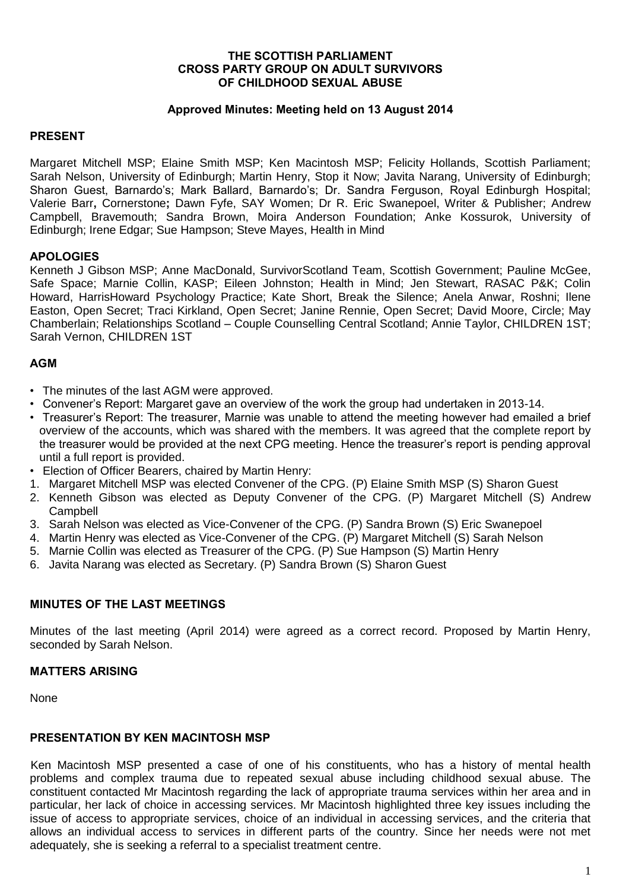**THE SCOTTISH PARLIAMENT**
**CROSS PARTY GROUP ON ADULT SURVIVORS OF CHILDHOOD SEXUAL ABUSE**

**Approved Minutes: Meeting held on 13 August 2014**

## PRESENT

Margaret Mitchell MSP; Elaine Smith MSP; Ken Macintosh MSP; Felicity Hollands, Scottish Parliament; Sarah Nelson, University of Edinburgh; Martin Henry, Stop it Now; Javita Narang, University of Edinburgh; Sharon Guest, Barnardo's; Mark Ballard, Barnardo's; Dr. Sandra Ferguson, Royal Edinburgh Hospital; Valerie Barr**,** Cornerstone**;** Dawn Fyfe, SAY Women; Dr R. Eric Swanepoel, Writer & Publisher; Andrew Campbell, Bravemouth; Sandra Brown, Moira Anderson Foundation; Anke Kossurok, University of Edinburgh; Irene Edgar; Sue Hampson; Steve Mayes, Health in Mind

## APOLOGIES

Kenneth J Gibson MSP; Anne MacDonald, SurvivorScotland Team, Scottish Government; Pauline McGee, Safe Space; Marnie Collin, KASP; Eileen Johnston; Health in Mind; Jen Stewart, RASAC P&K; Colin Howard, HarrisHoward Psychology Practice; Kate Short, Break the Silence; Anela Anwar, Roshni; Ilene Easton, Open Secret; Traci Kirkland, Open Secret; Janine Rennie, Open Secret; David Moore, Circle; May Chamberlain; Relationships Scotland – Couple Counselling Central Scotland; Annie Taylor, CHILDREN 1ST; Sarah Vernon, CHILDREN 1ST

## AGM

- The minutes of the last AGM were approved.
- Convener's Report: Margaret gave an overview of the work the group had undertaken in 2013-14.
- Treasurer's Report: The treasurer, Marnie was unable to attend the meeting however had emailed a brief overview of the accounts, which was shared with the members. It was agreed that the complete report by the treasurer would be provided at the next CPG meeting. Hence the treasurer's report is pending approval until a full report is provided.
- Election of Officer Bearers, chaired by Martin Henry:

1. Margaret Mitchell MSP was elected Convener of the CPG. (P) Elaine Smith MSP (S) Sharon Guest
2. Kenneth Gibson was elected as Deputy Convener of the CPG. (P) Margaret Mitchell (S) Andrew Campbell
3. Sarah Nelson was elected as Vice-Convener of the CPG. (P) Sandra Brown (S) Eric Swanepoel
4. Martin Henry was elected as Vice-Convener of the CPG. (P) Margaret Mitchell (S) Sarah Nelson
5. Marnie Collin was elected as Treasurer of the CPG. (P) Sue Hampson (S) Martin Henry
6. Javita Narang was elected as Secretary. (P) Sandra Brown (S) Sharon Guest

## MINUTES OF THE LAST MEETINGS

Minutes of the last meeting (April 2014) were agreed as a correct record. Proposed by Martin Henry, seconded by Sarah Nelson.

## MATTERS ARISING

None

## PRESENTATION BY KEN MACINTOSH MSP

Ken Macintosh MSP presented a case of one of his constituents, who has a history of mental health problems and complex trauma due to repeated sexual abuse including childhood sexual abuse. The constituent contacted Mr Macintosh regarding the lack of appropriate trauma services within her area and in particular, her lack of choice in accessing services. Mr Macintosh highlighted three key issues including the issue of access to appropriate services, choice of an individual in accessing services, and the criteria that allows an individual access to services in different parts of the country. Since her needs were not met adequately, she is seeking a referral to a specialist treatment centre.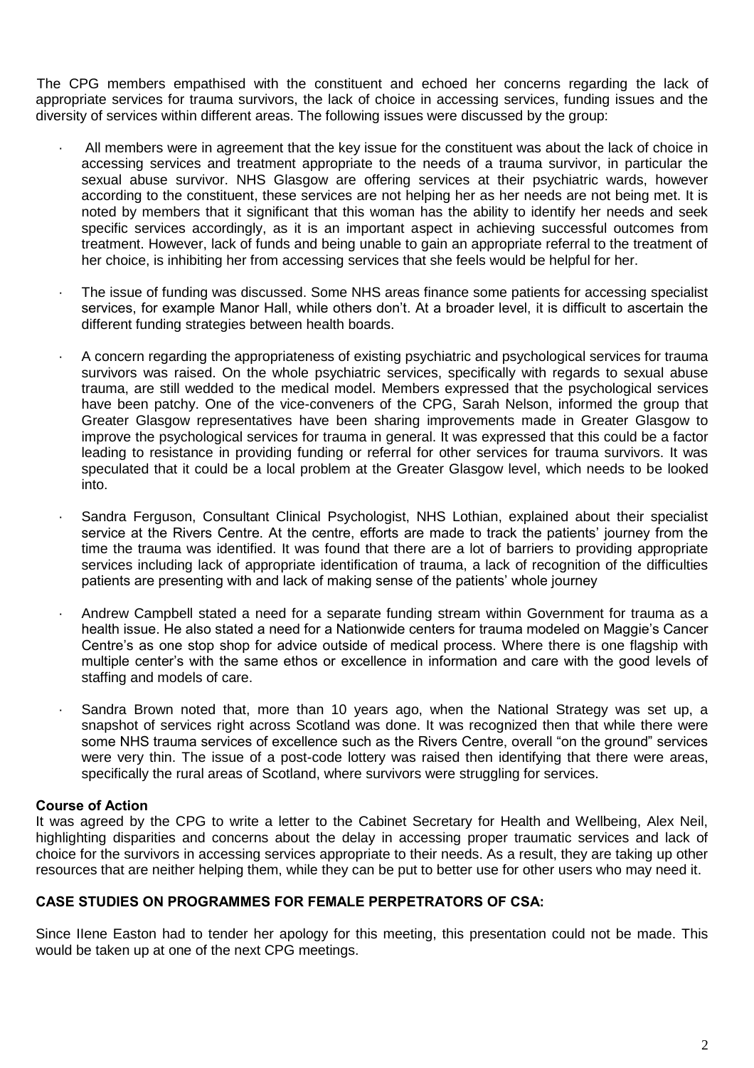The CPG members empathised with the constituent and echoed her concerns regarding the lack of appropriate services for trauma survivors, the lack of choice in accessing services, funding issues and the diversity of services within different areas. The following issues were discussed by the group:

- All members were in agreement that the key issue for the constituent was about the lack of choice in accessing services and treatment appropriate to the needs of a trauma survivor, in particular the sexual abuse survivor. NHS Glasgow are offering services at their psychiatric wards, however according to the constituent, these services are not helping her as her needs are not being met. It is noted by members that it significant that this woman has the ability to identify her needs and seek specific services accordingly, as it is an important aspect in achieving successful outcomes from treatment. However, lack of funds and being unable to gain an appropriate referral to the treatment of her choice, is inhibiting her from accessing services that she feels would be helpful for her.

- The issue of funding was discussed. Some NHS areas finance some patients for accessing specialist services, for example Manor Hall, while others don't. At a broader level, it is difficult to ascertain the different funding strategies between health boards.

- A concern regarding the appropriateness of existing psychiatric and psychological services for trauma survivors was raised. On the whole psychiatric services, specifically with regards to sexual abuse trauma, are still wedded to the medical model. Members expressed that the psychological services have been patchy. One of the vice-conveners of the CPG, Sarah Nelson, informed the group that Greater Glasgow representatives have been sharing improvements made in Greater Glasgow to improve the psychological services for trauma in general. It was expressed that this could be a factor leading to resistance in providing funding or referral for other services for trauma survivors. It was speculated that it could be a local problem at the Greater Glasgow level, which needs to be looked into.

- Sandra Ferguson, Consultant Clinical Psychologist, NHS Lothian, explained about their specialist service at the Rivers Centre. At the centre, efforts are made to track the patients' journey from the time the trauma was identified. It was found that there are a lot of barriers to providing appropriate services including lack of appropriate identification of trauma, a lack of recognition of the difficulties patients are presenting with and lack of making sense of the patients' whole journey

- Andrew Campbell stated a need for a separate funding stream within Government for trauma as a health issue. He also stated a need for a Nationwide centers for trauma modeled on Maggie's Cancer Centre's as one stop shop for advice outside of medical process. Where there is one flagship with multiple center's with the same ethos or excellence in information and care with the good levels of staffing and models of care.

- Sandra Brown noted that, more than 10 years ago, when the National Strategy was set up, a snapshot of services right across Scotland was done. It was recognized then that while there were some NHS trauma services of excellence such as the Rivers Centre, overall "on the ground" services were very thin. The issue of a post-code lottery was raised then identifying that there were areas, specifically the rural areas of Scotland, where survivors were struggling for services.

**Course of Action**

It was agreed by the CPG to write a letter to the Cabinet Secretary for Health and Wellbeing, Alex Neil, highlighting disparities and concerns about the delay in accessing proper traumatic services and lack of choice for the survivors in accessing services appropriate to their needs. As a result, they are taking up other resources that are neither helping them, while they can be put to better use for other users who may need it.

**CASE STUDIES ON PROGRAMMES FOR FEMALE PERPETRATORS OF CSA:**

Since IIene Easton had to tender her apology for this meeting, this presentation could not be made. This would be taken up at one of the next CPG meetings.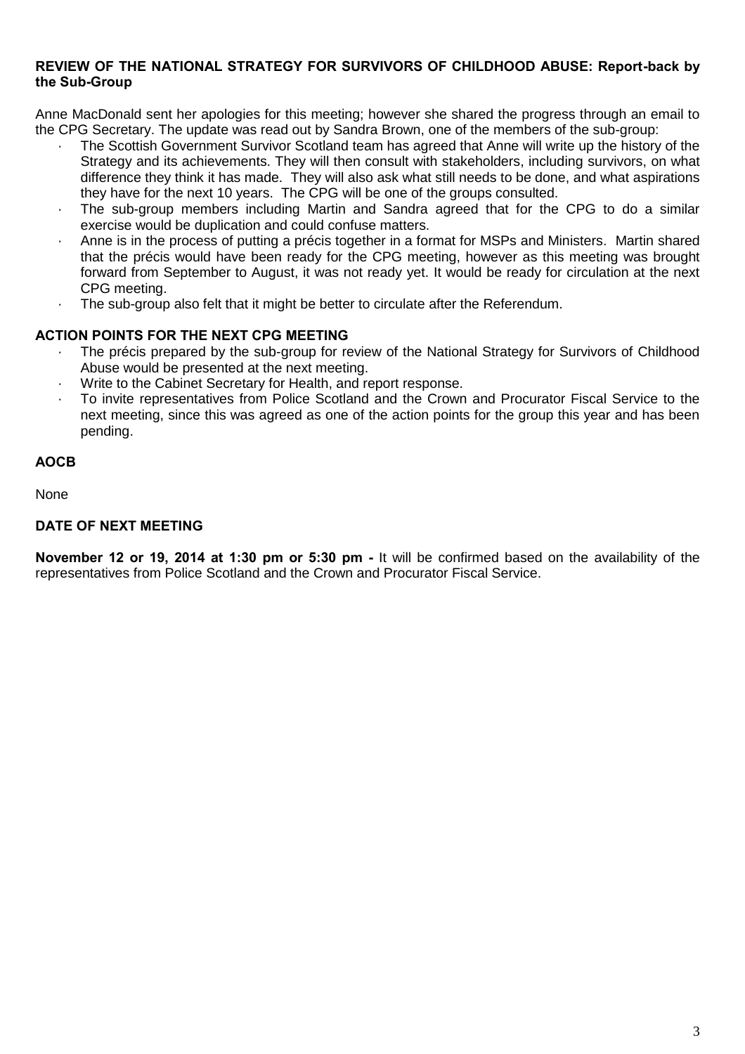**REVIEW OF THE NATIONAL STRATEGY FOR SURVIVORS OF CHILDHOOD ABUSE: Report-back by the Sub-Group**

Anne MacDonald sent her apologies for this meeting; however she shared the progress through an email to the CPG Secretary. The update was read out by Sandra Brown, one of the members of the sub-group:

- The Scottish Government Survivor Scotland team has agreed that Anne will write up the history of the Strategy and its achievements. They will then consult with stakeholders, including survivors, on what difference they think it has made. They will also ask what still needs to be done, and what aspirations they have for the next 10 years. The CPG will be one of the groups consulted.
- The sub-group members including Martin and Sandra agreed that for the CPG to do a similar exercise would be duplication and could confuse matters.
- Anne is in the process of putting a précis together in a format for MSPs and Ministers. Martin shared that the précis would have been ready for the CPG meeting, however as this meeting was brought forward from September to August, it was not ready yet. It would be ready for circulation at the next CPG meeting.
- The sub-group also felt that it might be better to circulate after the Referendum.

## ACTION POINTS FOR THE NEXT CPG MEETING

- The précis prepared by the sub-group for review of the National Strategy for Survivors of Childhood Abuse would be presented at the next meeting.
- Write to the Cabinet Secretary for Health, and report response.
- To invite representatives from Police Scotland and the Crown and Procurator Fiscal Service to the next meeting, since this was agreed as one of the action points for the group this year and has been pending.

## AOCB

None

## DATE OF NEXT MEETING

**November 12 or 19, 2014 at 1:30 pm or 5:30 pm -** It will be confirmed based on the availability of the representatives from Police Scotland and the Crown and Procurator Fiscal Service.